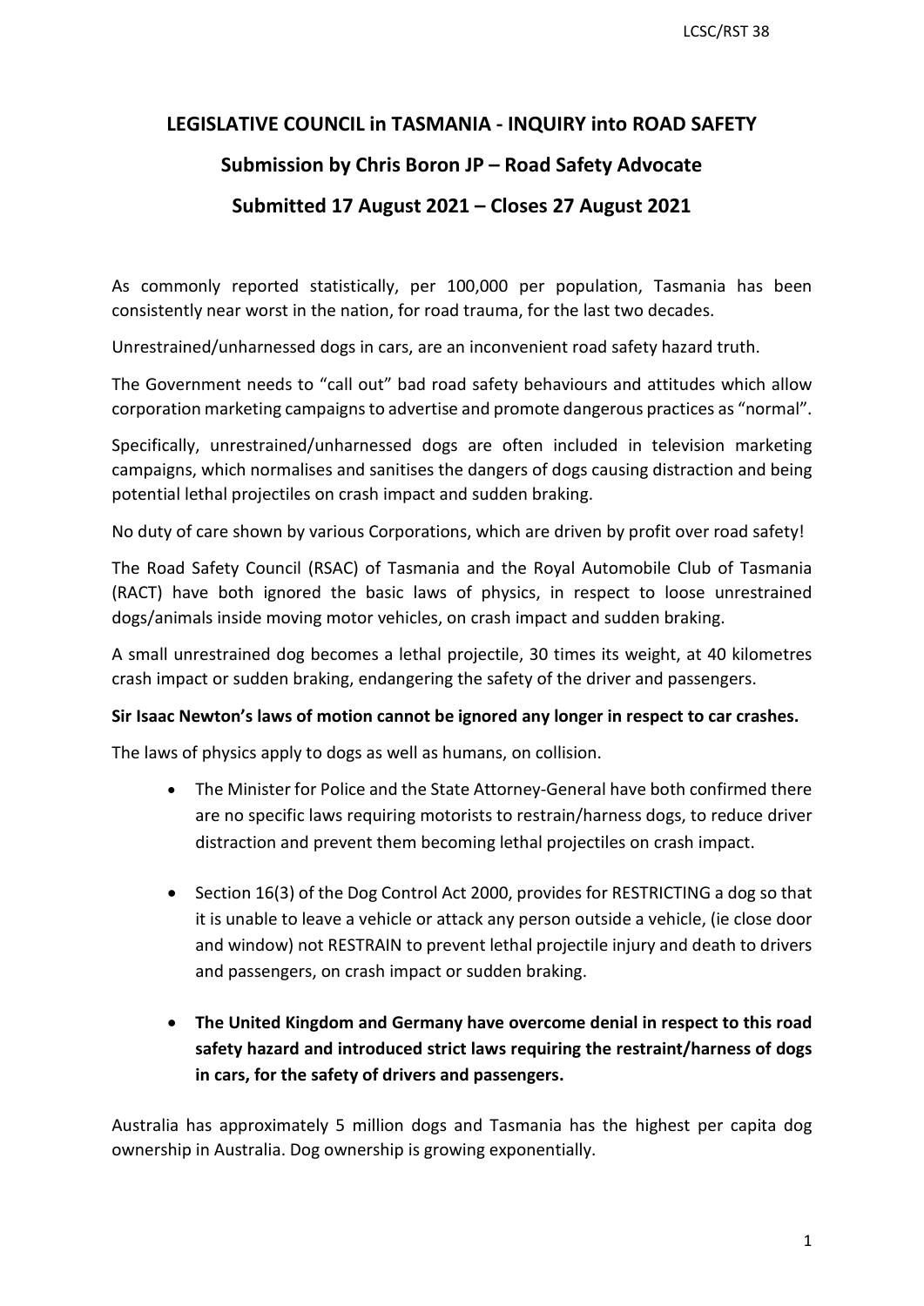## LEGISLATIVE COUNCIL in TASMANIA - INQUIRY into ROAD SAFETY

## Submission by Chris Boron JP – Road Safety Advocate

## Submitted 17 August 2021 – Closes 27 August 2021

As commonly reported statistically, per 100,000 per population, Tasmania has been consistently near worst in the nation, for road trauma, for the last two decades.

Unrestrained/unharnessed dogs in cars, are an inconvenient road safety hazard truth.

The Government needs to "call out" bad road safety behaviours and attitudes which allow corporation marketing campaigns to advertise and promote dangerous practices as "normal".

Specifically, unrestrained/unharnessed dogs are often included in television marketing campaigns, which normalises and sanitises the dangers of dogs causing distraction and being potential lethal projectiles on crash impact and sudden braking.

No duty of care shown by various Corporations, which are driven by profit over road safety!

The Road Safety Council (RSAC) of Tasmania and the Royal Automobile Club of Tasmania (RACT) have both ignored the basic laws of physics, in respect to loose unrestrained dogs/animals inside moving motor vehicles, on crash impact and sudden braking.

A small unrestrained dog becomes a lethal projectile, 30 times its weight, at 40 kilometres crash impact or sudden braking, endangering the safety of the driver and passengers.

**Sir Isaac Newton's laws of motion cannot be ignored any longer in respect to car crashes.**

The laws of physics apply to dogs as well as humans, on collision.

- The Minister for Police and the State Attorney-General have both confirmed there are no specific laws requiring motorists to restrain/harness dogs, to reduce driver distraction and prevent them becoming lethal projectiles on crash impact.
- Section 16(3) of the Dog Control Act 2000, provides for RESTRICTING a dog so that it is unable to leave a vehicle or attack any person outside a vehicle, (ie close door and window) not RESTRAIN to prevent lethal projectile injury and death to drivers and passengers, on crash impact or sudden braking.
- **The United Kingdom and Germany have overcome denial in respect to this road safety hazard and introduced strict laws requiring the restraint/harness of dogs in cars, for the safety of drivers and passengers.**

Australia has approximately 5 million dogs and Tasmania has the highest per capita dog ownership in Australia. Dog ownership is growing exponentially.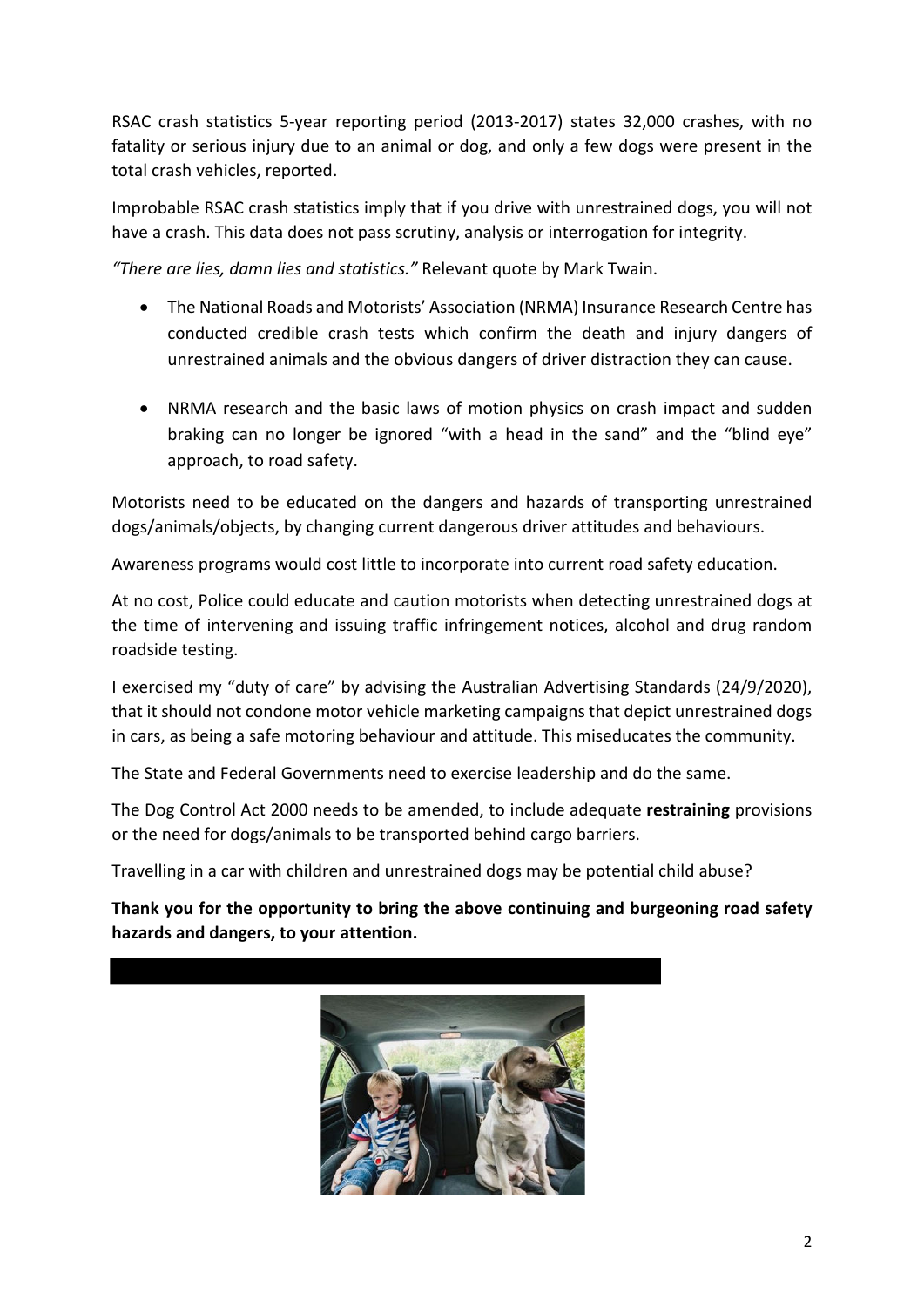RSAC crash statistics 5-year reporting period (2013-2017) states 32,000 crashes, with no fatality or serious injury due to an animal or dog, and only a few dogs were present in the total crash vehicles, reported.

Improbable RSAC crash statistics imply that if you drive with unrestrained dogs, you will not have a crash. This data does not pass scrutiny, analysis or interrogation for integrity.

*"There are lies, damn lies and statistics."* Relevant quote by Mark Twain.

- The National Roads and Motorists' Association (NRMA) Insurance Research Centre has conducted credible crash tests which confirm the death and injury dangers of unrestrained animals and the obvious dangers of driver distraction they can cause.

- NRMA research and the basic laws of motion physics on crash impact and sudden braking can no longer be ignored "with a head in the sand" and the "blind eye" approach, to road safety.

Motorists need to be educated on the dangers and hazards of transporting unrestrained dogs/animals/objects, by changing current dangerous driver attitudes and behaviours.

Awareness programs would cost little to incorporate into current road safety education.

At no cost, Police could educate and caution motorists when detecting unrestrained dogs at the time of intervening and issuing traffic infringement notices, alcohol and drug random roadside testing.

I exercised my "duty of care" by advising the Australian Advertising Standards (24/9/2020), that it should not condone motor vehicle marketing campaigns that depict unrestrained dogs in cars, as being a safe motoring behaviour and attitude. This miseducates the community.

The State and Federal Governments need to exercise leadership and do the same.

The Dog Control Act 2000 needs to be amended, to include adequate **restraining** provisions or the need for dogs/animals to be transported behind cargo barriers.

Travelling in a car with children and unrestrained dogs may be potential child abuse?

**Thank you for the opportunity to bring the above continuing and burgeoning road safety hazards and dangers, to your attention.**